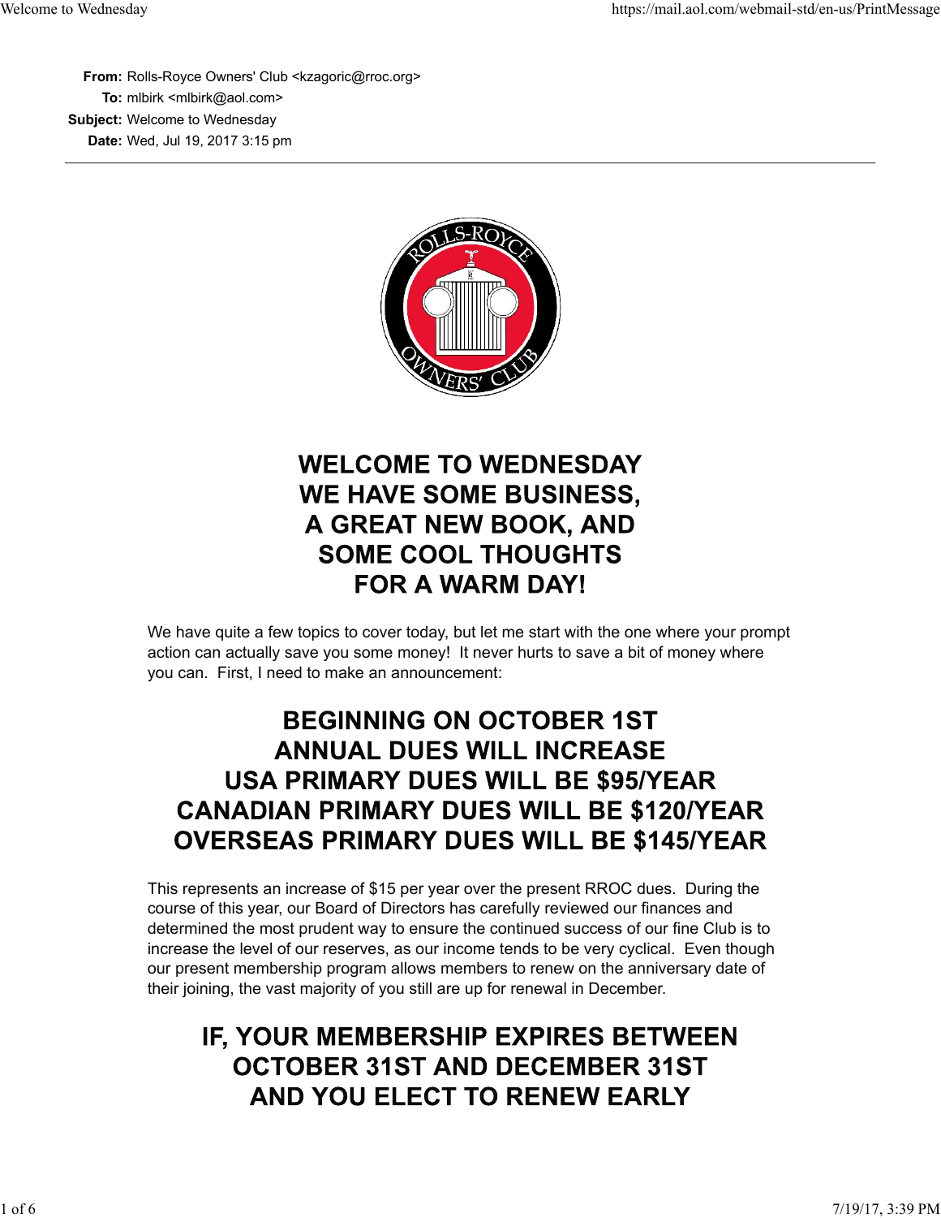**From:** Rolls-Royce Owners' Club <kzagoric@rroc.org>
**To:** mlbirk <mlbirk@aol.com>
**Subject:** Welcome to Wednesday
**Date:** Wed, Jul 19, 2017 3:15 pm

---

# WELCOME TO WEDNESDAY WE HAVE SOME BUSINESS, A GREAT NEW BOOK, AND SOME COOL THOUGHTS FOR A WARM DAY!

We have quite a few topics to cover today, but let me start with the one where your prompt action can actually save you some money! It never hurts to save a bit of money where you can. First, I need to make an announcement:

## BEGINNING ON OCTOBER 1ST ANNUAL DUES WILL INCREASE USA PRIMARY DUES WILL BE $95/YEAR CANADIAN PRIMARY DUES WILL BE $120/YEAR OVERSEAS PRIMARY DUES WILL BE $145/YEAR

This represents an increase of $15 per year over the present RROC dues. During the course of this year, our Board of Directors has carefully reviewed our finances and determined the most prudent way to ensure the continued success of our fine Club is to increase the level of our reserves, as our income tends to be very cyclical. Even though our present membership program allows members to renew on the anniversary date of their joining, the vast majority of you still are up for renewal in December.

## IF, YOUR MEMBERSHIP EXPIRES BETWEEN OCTOBER 31ST AND DECEMBER 31ST AND YOU ELECT TO RENEW EARLY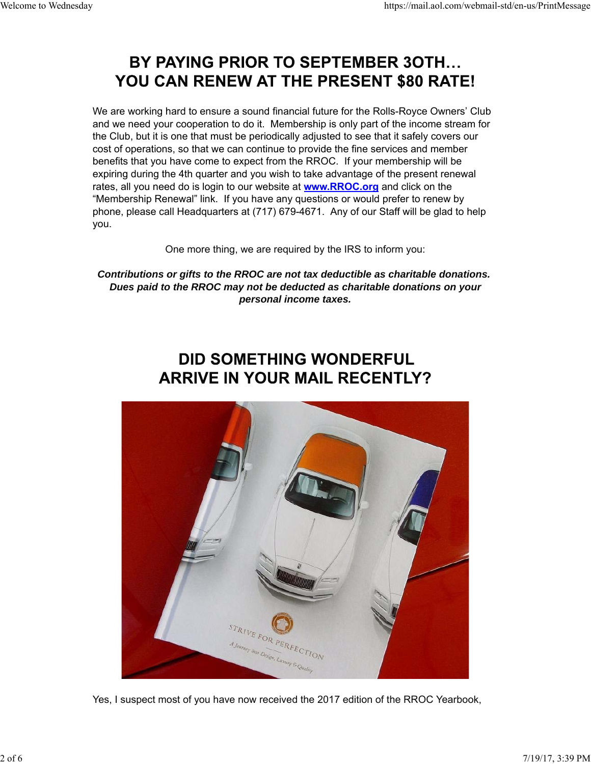## BY PAYING PRIOR TO SEPTEMBER 3OTH… YOU CAN RENEW AT THE PRESENT $80 RATE!

We are working hard to ensure a sound financial future for the Rolls-Royce Owners' Club and we need your cooperation to do it. Membership is only part of the income stream for the Club, but it is one that must be periodically adjusted to see that it safely covers our cost of operations, so that we can continue to provide the fine services and member benefits that you have come to expect from the RROC. If your membership will be expiring during the 4th quarter and you wish to take advantage of the present renewal rates, all you need do is login to our website at **[www.RROC.org](http://www.RROC.org)** and click on the "Membership Renewal" link. If you have any questions or would prefer to renew by phone, please call Headquarters at (717) 679-4671. Any of our Staff will be glad to help you.

One more thing, we are required by the IRS to inform you:

***Contributions or gifts to the RROC are not tax deductible as charitable donations. Dues paid to the RROC may not be deducted as charitable donations on your personal income taxes.***

## DID SOMETHING WONDERFUL ARRIVE IN YOUR MAIL RECENTLY?

Yes, I suspect most of you have now received the 2017 edition of the RROC Yearbook,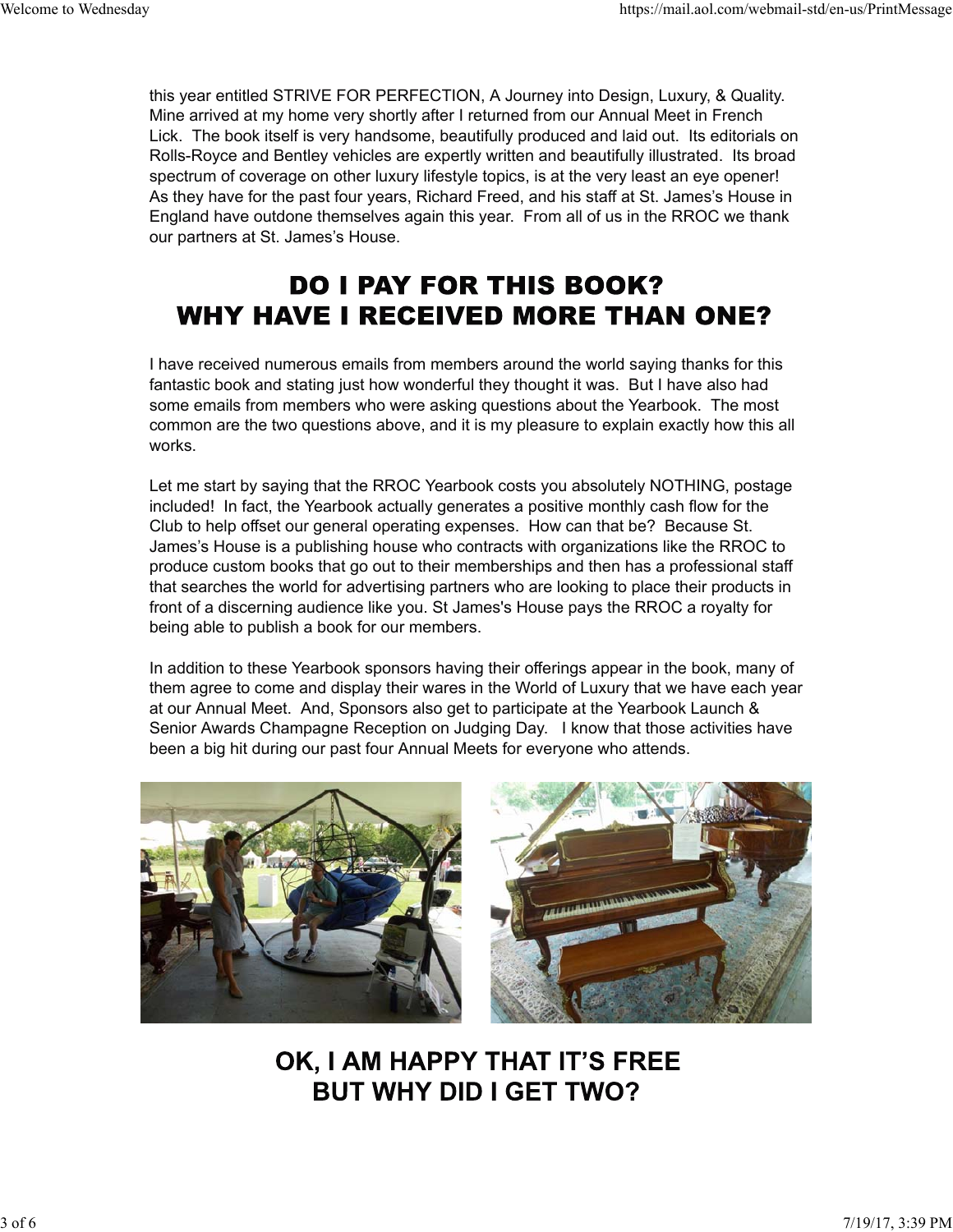this year entitled STRIVE FOR PERFECTION, A Journey into Design, Luxury, & Quality. Mine arrived at my home very shortly after I returned from our Annual Meet in French Lick. The book itself is very handsome, beautifully produced and laid out. Its editorials on Rolls-Royce and Bentley vehicles are expertly written and beautifully illustrated. Its broad spectrum of coverage on other luxury lifestyle topics, is at the very least an eye opener! As they have for the past four years, Richard Freed, and his staff at St. James's House in England have outdone themselves again this year. From all of us in the RROC we thank our partners at St. James's House.

## DO I PAY FOR THIS BOOK? WHY HAVE I RECEIVED MORE THAN ONE?

I have received numerous emails from members around the world saying thanks for this fantastic book and stating just how wonderful they thought it was. But I have also had some emails from members who were asking questions about the Yearbook. The most common are the two questions above, and it is my pleasure to explain exactly how this all works.

Let me start by saying that the RROC Yearbook costs you absolutely NOTHING, postage included! In fact, the Yearbook actually generates a positive monthly cash flow for the Club to help offset our general operating expenses. How can that be? Because St. James's House is a publishing house who contracts with organizations like the RROC to produce custom books that go out to their memberships and then has a professional staff that searches the world for advertising partners who are looking to place their products in front of a discerning audience like you. St James's House pays the RROC a royalty for being able to publish a book for our members.

In addition to these Yearbook sponsors having their offerings appear in the book, many of them agree to come and display their wares in the World of Luxury that we have each year at our Annual Meet. And, Sponsors also get to participate at the Yearbook Launch & Senior Awards Champagne Reception on Judging Day. I know that those activities have been a big hit during our past four Annual Meets for everyone who attends.

## OK, I AM HAPPY THAT IT'S FREE BUT WHY DID I GET TWO?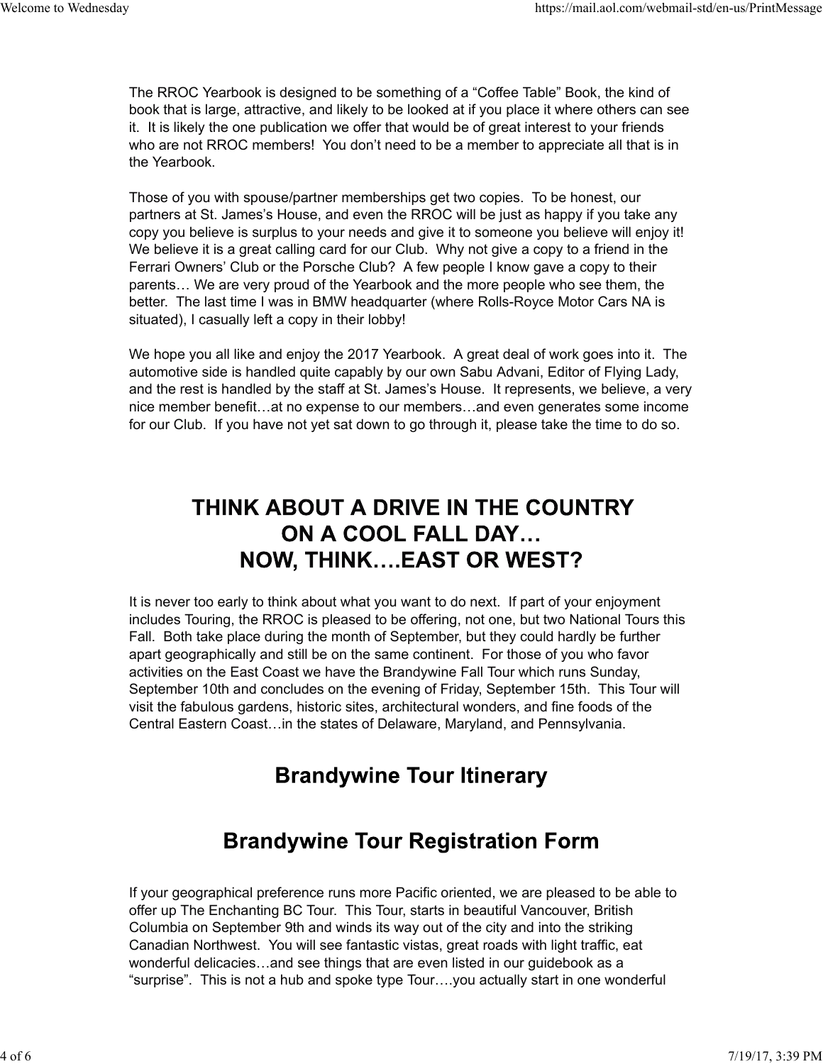The RROC Yearbook is designed to be something of a "Coffee Table" Book, the kind of book that is large, attractive, and likely to be looked at if you place it where others can see it. It is likely the one publication we offer that would be of great interest to your friends who are not RROC members! You don't need to be a member to appreciate all that is in the Yearbook.

Those of you with spouse/partner memberships get two copies. To be honest, our partners at St. James's House, and even the RROC will be just as happy if you take any copy you believe is surplus to your needs and give it to someone you believe will enjoy it! We believe it is a great calling card for our Club. Why not give a copy to a friend in the Ferrari Owners' Club or the Porsche Club? A few people I know gave a copy to their parents… We are very proud of the Yearbook and the more people who see them, the better. The last time I was in BMW headquarter (where Rolls-Royce Motor Cars NA is situated), I casually left a copy in their lobby!

We hope you all like and enjoy the 2017 Yearbook. A great deal of work goes into it. The automotive side is handled quite capably by our own Sabu Advani, Editor of Flying Lady, and the rest is handled by the staff at St. James's House. It represents, we believe, a very nice member benefit…at no expense to our members…and even generates some income for our Club. If you have not yet sat down to go through it, please take the time to do so.

# THINK ABOUT A DRIVE IN THE COUNTRY ON A COOL FALL DAY… NOW, THINK….EAST OR WEST?

It is never too early to think about what you want to do next. If part of your enjoyment includes Touring, the RROC is pleased to be offering, not one, but two National Tours this Fall. Both take place during the month of September, but they could hardly be further apart geographically and still be on the same continent. For those of you who favor activities on the East Coast we have the Brandywine Fall Tour which runs Sunday, September 10th and concludes on the evening of Friday, September 15th. This Tour will visit the fabulous gardens, historic sites, architectural wonders, and fine foods of the Central Eastern Coast…in the states of Delaware, Maryland, and Pennsylvania.

## Brandywine Tour Itinerary

## Brandywine Tour Registration Form

If your geographical preference runs more Pacific oriented, we are pleased to be able to offer up The Enchanting BC Tour. This Tour, starts in beautiful Vancouver, British Columbia on September 9th and winds its way out of the city and into the striking Canadian Northwest. You will see fantastic vistas, great roads with light traffic, eat wonderful delicacies…and see things that are even listed in our guidebook as a "surprise". This is not a hub and spoke type Tour….you actually start in one wonderful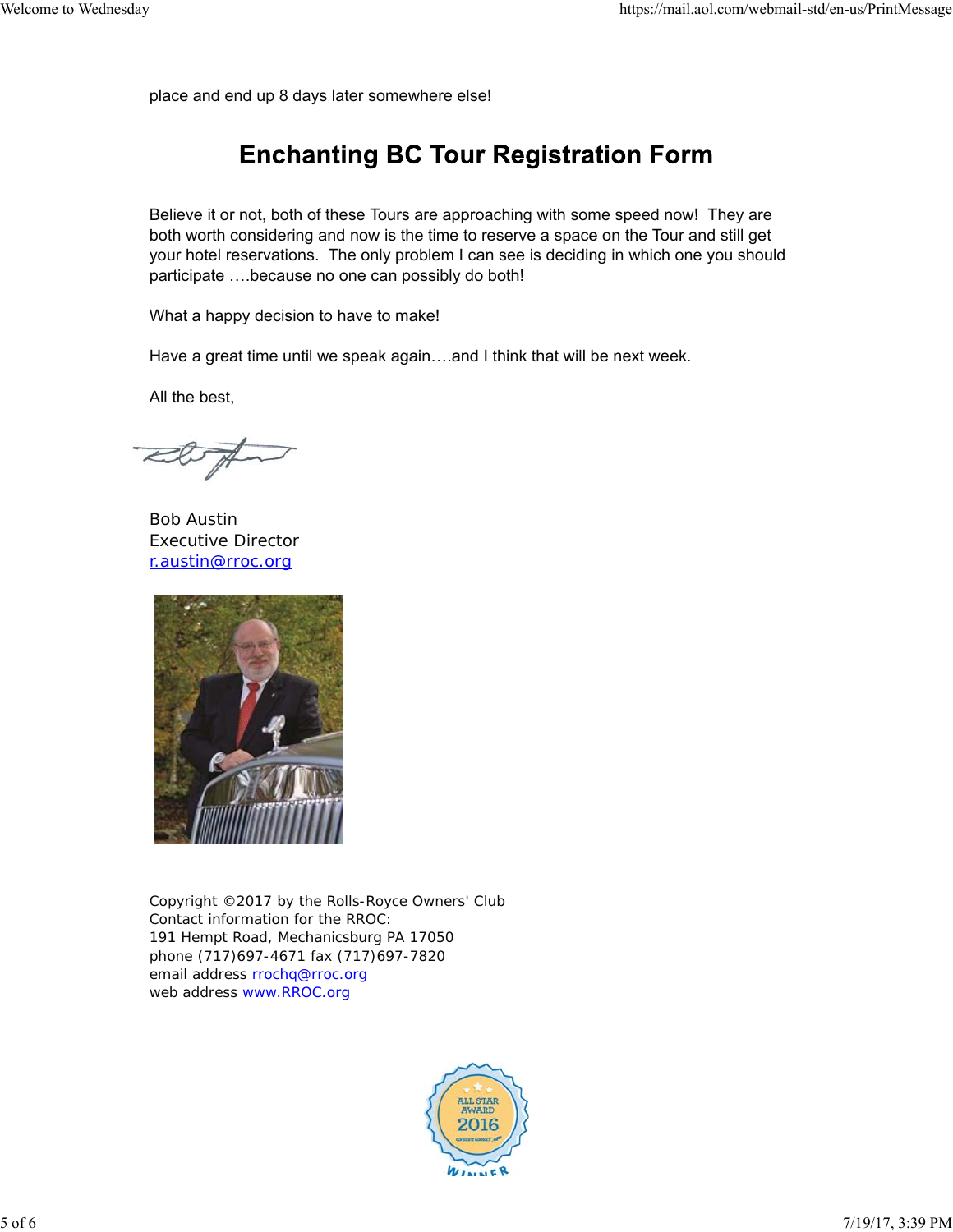place and end up 8 days later somewhere else!

## Enchanting BC Tour Registration Form

Believe it or not, both of these Tours are approaching with some speed now! They are both worth considering and now is the time to reserve a space on the Tour and still get your hotel reservations. The only problem I can see is deciding in which one you should participate ….because no one can possibly do both!

What a happy decision to have to make!

Have a great time until we speak again….and I think that will be next week.

All the best,

Bob Austin
Executive Director
r.austin@rroc.org

Copyright ©2017 by the Rolls-Royce Owners' Club
Contact information for the RROC:
191 Hempt Road, Mechanicsburg PA 17050
phone (717)697-4671 fax (717)697-7820
email address rrochq@rroc.org
web address www.RROC.org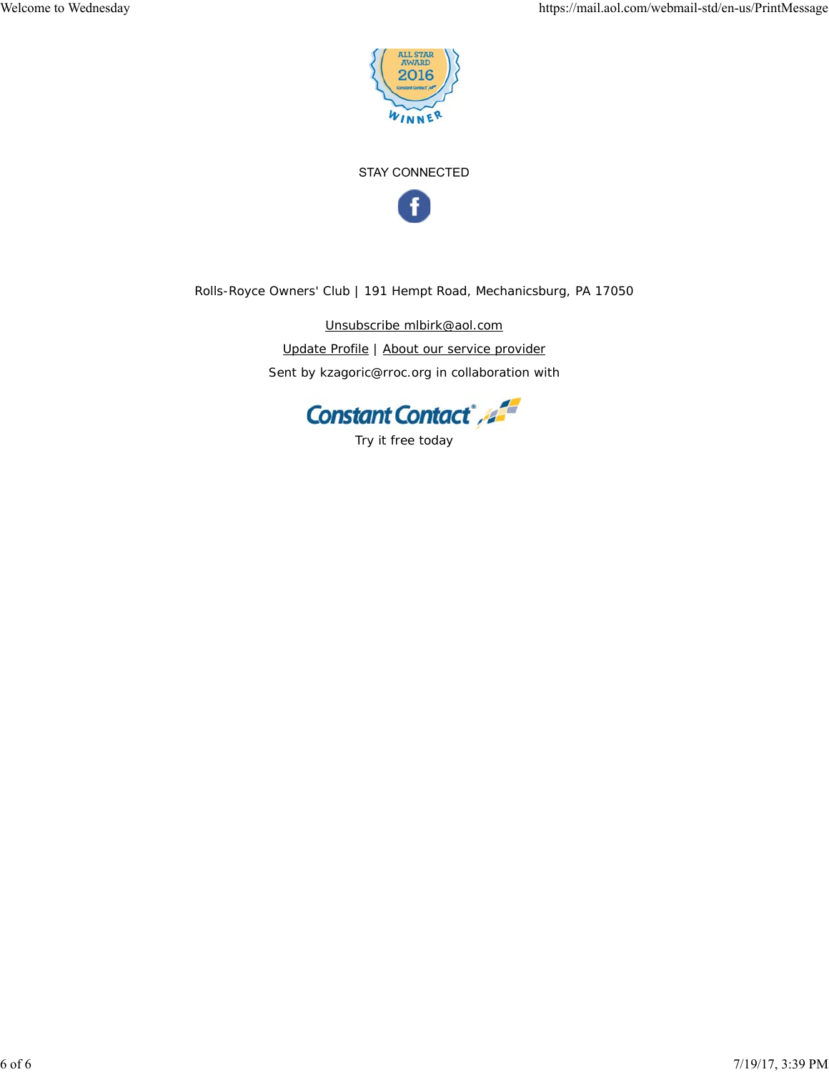STAY CONNECTED

Rolls-Royce Owners' Club | 191 Hempt Road, Mechanicsburg, PA 17050

Unsubscribe mlbirk@aol.com

Update Profile | About our service provider

Sent by kzagoric@rroc.org in collaboration with

Try it free today